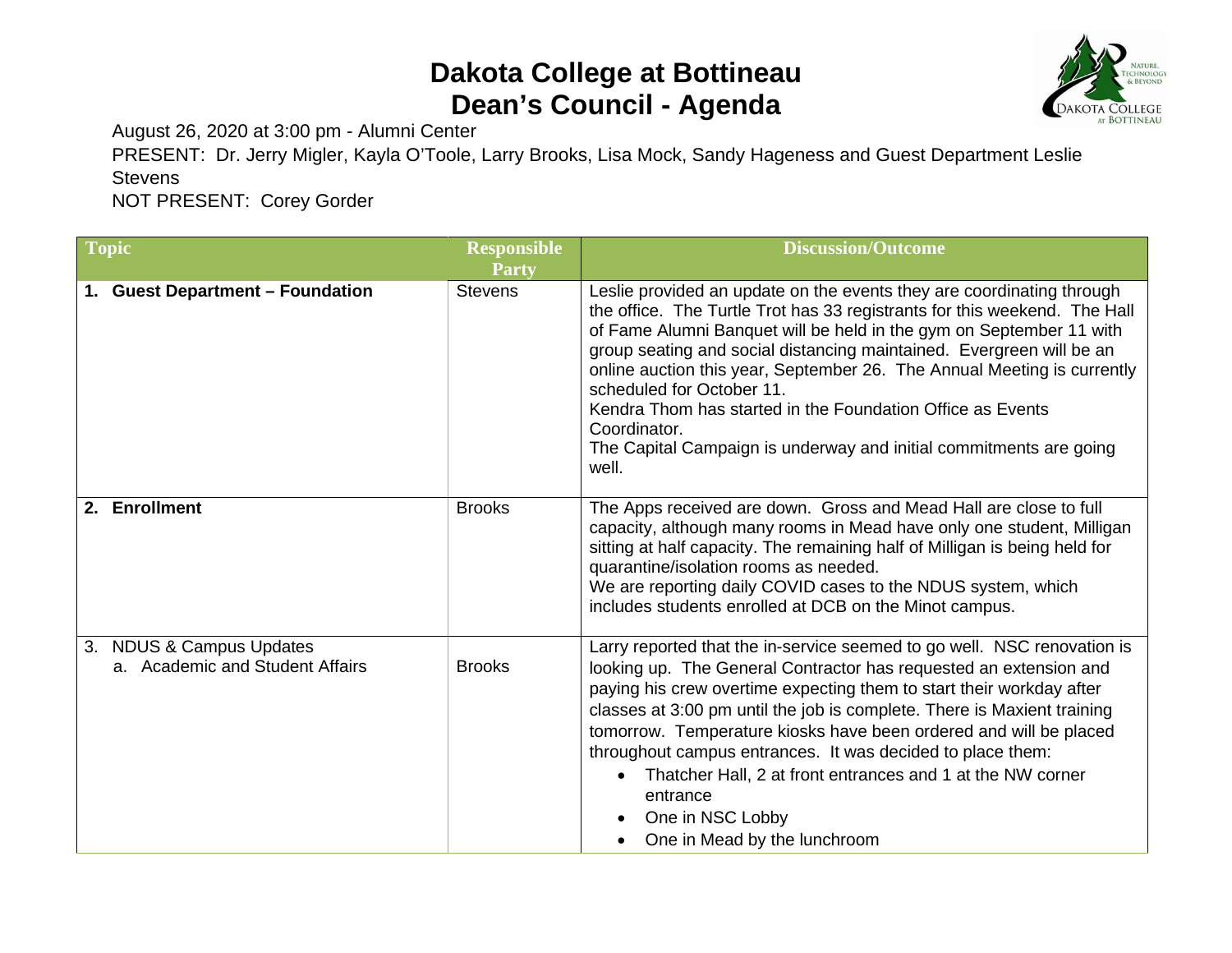# Dakota College at Bottineau
# Dean's Council - Agenda

August 26, 2020 at 3:00 pm - Alumni Center

PRESENT: Dr. Jerry Migler, Kayla O'Toole, Larry Brooks, Lisa Mock, Sandy Hageness and Guest Department Leslie Stevens

NOT PRESENT: Corey Gorder

| Topic | Responsible Party | Discussion/Outcome |
|---|---|---|
| **1. Guest Department – Foundation** | Stevens | Leslie provided an update on the events they are coordinating through the office. The Turtle Trot has 33 registrants for this weekend. The Hall of Fame Alumni Banquet will be held in the gym on September 11 with group seating and social distancing maintained. Evergreen will be an online auction this year, September 26. The Annual Meeting is currently scheduled for October 11.<br>Kendra Thom has started in the Foundation Office as Events Coordinator.<br>The Capital Campaign is underway and initial commitments are going well. |
| **2. Enrollment** | Brooks | The Apps received are down. Gross and Mead Hall are close to full capacity, although many rooms in Mead have only one student, Milligan sitting at half capacity. The remaining half of Milligan is being held for quarantine/isolation rooms as needed.<br>We are reporting daily COVID cases to the NDUS system, which includes students enrolled at DCB on the Minot campus. |
| 3. NDUS & Campus Updates<br>a. Academic and Student Affairs | Brooks | Larry reported that the in-service seemed to go well. NSC renovation is looking up. The General Contractor has requested an extension and paying his crew overtime expecting them to start their workday after classes at 3:00 pm until the job is complete. There is Maxient training tomorrow. Temperature kiosks have been ordered and will be placed throughout campus entrances. It was decided to place them:<br>• Thatcher Hall, 2 at front entrances and 1 at the NW corner entrance<br>• One in NSC Lobby<br>• One in Mead by the lunchroom |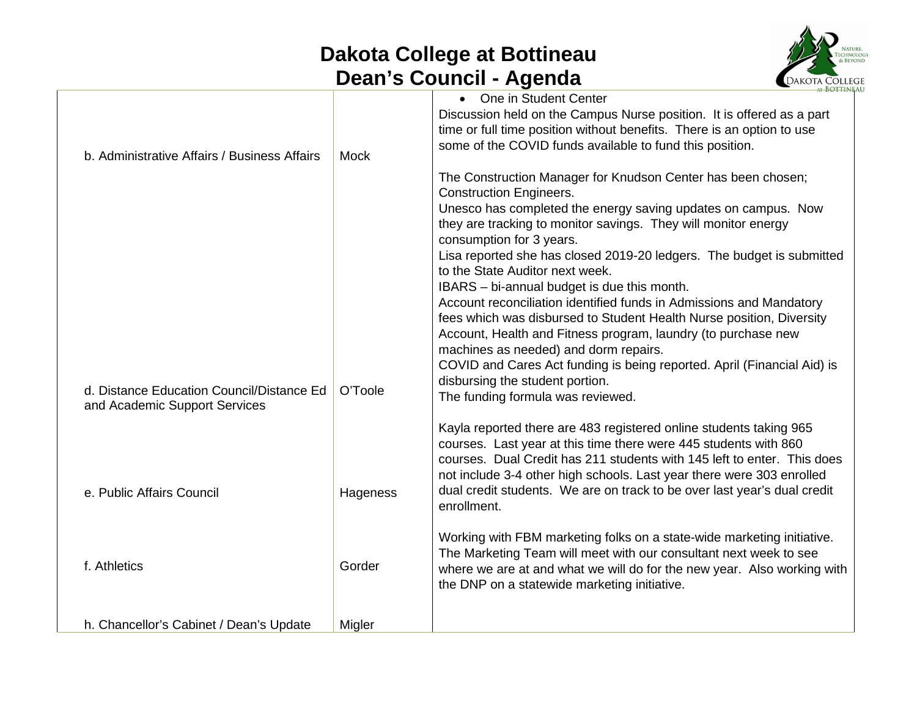| | | |
|---|---|---|
| | | • One in Student Center<br>Discussion held on the Campus Nurse position. It is offered as a part time or full time position without benefits. There is an option to use some of the COVID funds available to fund this position. |
| b. Administrative Affairs / Business Affairs | Mock | The Construction Manager for Knudson Center has been chosen; Construction Engineers.<br>Unesco has completed the energy saving updates on campus. Now they are tracking to monitor savings. They will monitor energy consumption for 3 years.<br>Lisa reported she has closed 2019-20 ledgers. The budget is submitted to the State Auditor next week.<br>IBARS – bi-annual budget is due this month.<br>Account reconciliation identified funds in Admissions and Mandatory fees which was disbursed to Student Health Nurse position, Diversity Account, Health and Fitness program, laundry (to purchase new machines as needed) and dorm repairs.<br>COVID and Cares Act funding is being reported. April (Financial Aid) is disbursing the student portion.<br>The funding formula was reviewed. |
| d. Distance Education Council/Distance Ed and Academic Support Services | O'Toole | Kayla reported there are 483 registered online students taking 965 courses. Last year at this time there were 445 students with 860 courses. Dual Credit has 211 students with 145 left to enter. This does not include 3-4 other high schools. Last year there were 303 enrolled dual credit students. We are on track to be over last year's dual credit enrollment. |
| e. Public Affairs Council | Hageness | Working with FBM marketing folks on a state-wide marketing initiative. The Marketing Team will meet with our consultant next week to see where we are at and what we will do for the new year. Also working with the DNP on a statewide marketing initiative. |
| f. Athletics | Gorder | |
| h. Chancellor's Cabinet / Dean's Update | Migler | |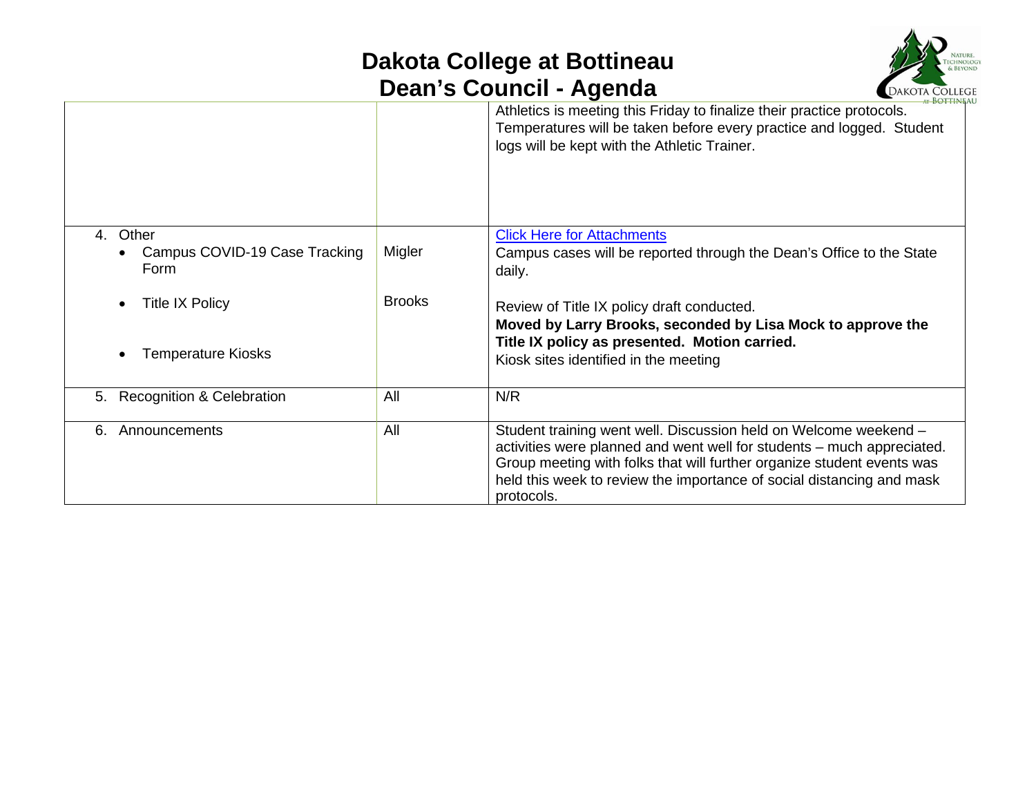# Dakota College at Bottineau
# Dean's Council - Agenda

| | | |
|---|---|---|
| | | Athletics is meeting this Friday to finalize their practice protocols. Temperatures will be taken before every practice and logged. Student logs will be kept with the Athletic Trainer. |
| 4. Other<br>• Campus COVID-19 Case Tracking Form<br><br>• Title IX Policy<br><br>• Temperature Kiosks | <br>Migler<br><br>Brooks | [Click Here for Attachments]<br>Campus cases will be reported through the Dean's Office to the State daily.<br><br>Review of Title IX policy draft conducted.<br>**Moved by Larry Brooks, seconded by Lisa Mock to approve the Title IX policy as presented. Motion carried.**<br>Kiosk sites identified in the meeting |
| 5. Recognition & Celebration | All | N/R |
| 6. Announcements | All | Student training went well. Discussion held on Welcome weekend – activities were planned and went well for students – much appreciated. Group meeting with folks that will further organize student events was held this week to review the importance of social distancing and mask protocols. |